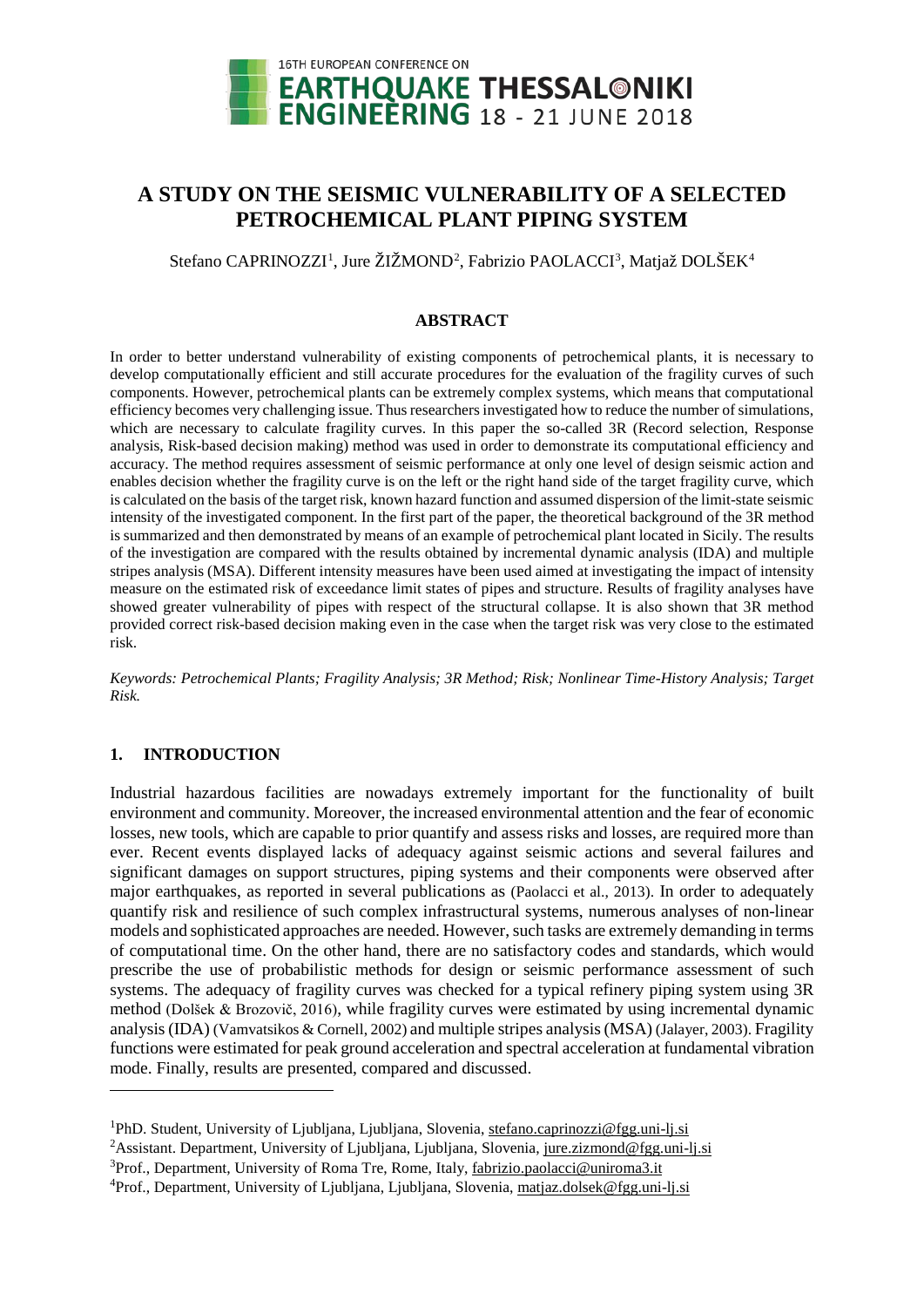# A STUDY ON THE SEISMIC VULNERABILITY OF A SELECTED PETROCHEMICAL PLANT PIPING SYSTEM

Stefano CAPRINOZZI[1], Jure ŽIŽMOND[2], Fabrizio PAOLACCI[3], Matjaž DOLŠEK[4]

## ABSTRACT

In order to better understand vulnerability of existing components of petrochemical plants, it is necessary to develop computationally efficient and still accurate procedures for the evaluation of the fragility curves of such components. However, petrochemical plants can be extremely complex systems, which means that computational efficiency becomes very challenging issue. Thus researchers investigated how to reduce the number of simulations, which are necessary to calculate fragility curves. In this paper the so-called 3R (Record selection, Response analysis, Risk-based decision making) method was used in order to demonstrate its computational efficiency and accuracy. The method requires assessment of seismic performance at only one level of design seismic action and enables decision whether the fragility curve is on the left or the right hand side of the target fragility curve, which is calculated on the basis of the target risk, known hazard function and assumed dispersion of the limit-state seismic intensity of the investigated component. In the first part of the paper, the theoretical background of the 3R method is summarized and then demonstrated by means of an example of petrochemical plant located in Sicily. The results of the investigation are compared with the results obtained by incremental dynamic analysis (IDA) and multiple stripes analysis (MSA). Different intensity measures have been used aimed at investigating the impact of intensity measure on the estimated risk of exceedance limit states of pipes and structure. Results of fragility analyses have showed greater vulnerability of pipes with respect of the structural collapse. It is also shown that 3R method provided correct risk-based decision making even in the case when the target risk was very close to the estimated risk.

*Keywords: Petrochemical Plants; Fragility Analysis; 3R Method; Risk; Nonlinear Time-History Analysis; Target Risk.*

## 1. INTRODUCTION

Industrial hazardous facilities are nowadays extremely important for the functionality of built environment and community. Moreover, the increased environmental attention and the fear of economic losses, new tools, which are capable to prior quantify and assess risks and losses, are required more than ever. Recent events displayed lacks of adequacy against seismic actions and several failures and significant damages on support structures, piping systems and their components were observed after major earthquakes, as reported in several publications as (Paolacci et al., 2013). In order to adequately quantify risk and resilience of such complex infrastructural systems, numerous analyses of non-linear models and sophisticated approaches are needed. However, such tasks are extremely demanding in terms of computational time. On the other hand, there are no satisfactory codes and standards, which would prescribe the use of probabilistic methods for design or seismic performance assessment of such systems. The adequacy of fragility curves was checked for a typical refinery piping system using 3R method (Dolšek & Brozovič, 2016), while fragility curves were estimated by using incremental dynamic analysis (IDA) (Vamvatsikos & Cornell, 2002) and multiple stripes analysis (MSA) (Jalayer, 2003). Fragility functions were estimated for peak ground acceleration and spectral acceleration at fundamental vibration mode. Finally, results are presented, compared and discussed.

---

[1]PhD. Student, University of Ljubljana, Ljubljana, Slovenia, stefano.caprinozzi@fgg.uni-lj.si

[2]Assistant. Department, University of Ljubljana, Ljubljana, Slovenia, jure.zizmond@fgg.uni-lj.si

[3]Prof., Department, University of Roma Tre, Rome, Italy, fabrizio.paolacci@uniroma3.it

[4]Prof., Department, University of Ljubljana, Ljubljana, Slovenia, matjaz.dolsek@fgg.uni-lj.si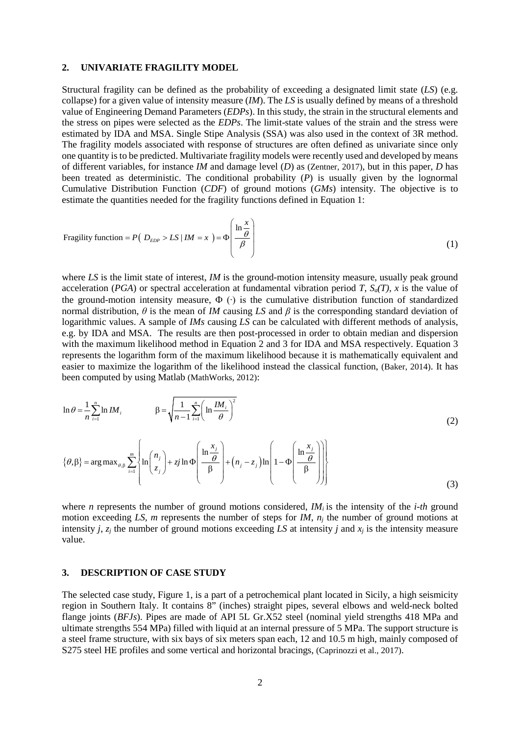## 2. UNIVARIATE FRAGILITY MODEL

Structural fragility can be defined as the probability of exceeding a designated limit state (*LS*) (e.g. collapse) for a given value of intensity measure (*IM*). The *LS* is usually defined by means of a threshold value of Engineering Demand Parameters (*EDPs*). In this study, the strain in the structural elements and the stress on pipes were selected as the *EDPs*. The limit-state values of the strain and the stress were estimated by IDA and MSA. Single Stipe Analysis (SSA) was also used in the context of 3R method. The fragility models associated with response of structures are often defined as univariate since only one quantity is to be predicted. Multivariate fragility models were recently used and developed by means of different variables, for instance *IM* and damage level (*D*) as (Zentner, 2017), but in this paper, *D* has been treated as deterministic. The conditional probability (*P*) is usually given by the lognormal Cumulative Distribution Function (*CDF*) of ground motions (*GMs*) intensity. The objective is to estimate the quantities needed for the fragility functions defined in Equation 1:

$$\text{Fragility function} = P\left( D_{EDP} > LS \mid IM = x \right) = \Phi\left( \frac{\ln \frac{x}{\theta}}{\beta} \right) \tag{1}$$

where *LS* is the limit state of interest, *IM* is the ground-motion intensity measure, usually peak ground acceleration (*PGA*) or spectral acceleration at fundamental vibration period *T*, $S_a(T)$, $x$ is the value of the ground-motion intensity measure, $\Phi$ (·) is the cumulative distribution function of standardized normal distribution, $\theta$ is the mean of *IM* causing *LS* and $\beta$ is the corresponding standard deviation of logarithmic values. A sample of *IMs* causing *LS* can be calculated with different methods of analysis, e.g. by IDA and MSA. The results are then post-processed in order to obtain median and dispersion with the maximum likelihood method in Equation 2 and 3 for IDA and MSA respectively. Equation 3 represents the logarithm form of the maximum likelihood because it is mathematically equivalent and easier to maximize the logarithm of the likelihood instead the classical function, (Baker, 2014). It has been computed by using Matlab (MathWorks, 2012):

$$\ln \theta = \frac{1}{n}\sum_{i=1}^{n} \ln IM_i \qquad \beta = \sqrt{\frac{1}{n-1}\sum_{i=1}^{n}\left( \ln \frac{IM_i}{\theta} \right)^2} \tag{2}$$

$$\{\theta, \beta\} = \arg\max_{\theta,\beta} \sum_{i=1}^{m} \left\{ \ln \binom{n_j}{z_j} + zj \ln \Phi\left( \frac{\ln \frac{x_j}{\theta}}{\beta} \right) + \left( n_j - z_j \right) \ln\left( 1 - \Phi\left( \frac{\ln \frac{x_j}{\theta}}{\beta} \right) \right) \right\} \tag{3}$$

where $n$ represents the number of ground motions considered, $IM_i$ is the intensity of the *i-th* ground motion exceeding *LS*, $m$ represents the number of steps for *IM*, $n_j$ the number of ground motions at intensity $j$, $z_j$ the number of ground motions exceeding *LS* at intensity $j$ and $x_j$ is the intensity measure value.

## 3. DESCRIPTION OF CASE STUDY

The selected case study, Figure 1, is a part of a petrochemical plant located in Sicily, a high seismicity region in Southern Italy. It contains 8" (inches) straight pipes, several elbows and weld-neck bolted flange joints (*BFJs*). Pipes are made of API 5L Gr.X52 steel (nominal yield strengths 418 MPa and ultimate strengths 554 MPa) filled with liquid at an internal pressure of 5 MPa. The support structure is a steel frame structure, with six bays of six meters span each, 12 and 10.5 m high, mainly composed of S275 steel HE profiles and some vertical and horizontal bracings, (Caprinozzi et al., 2017).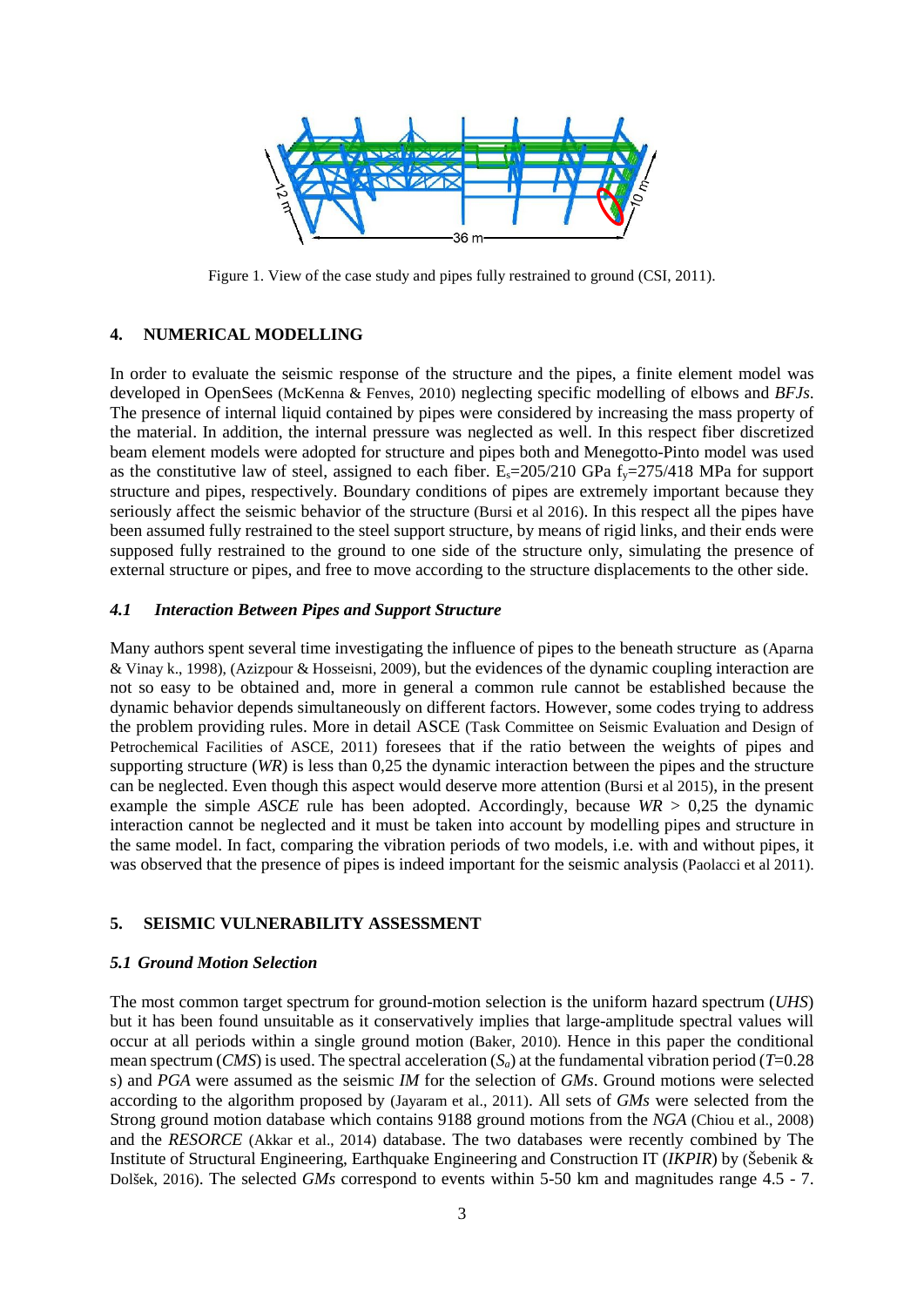Figure 1. View of the case study and pipes fully restrained to ground (CSI, 2011).

## 4. NUMERICAL MODELLING

In order to evaluate the seismic response of the structure and the pipes, a finite element model was developed in OpenSees (McKenna & Fenves, 2010) neglecting specific modelling of elbows and *BFJs*. The presence of internal liquid contained by pipes were considered by increasing the mass property of the material. In addition, the internal pressure was neglected as well. In this respect fiber discretized beam element models were adopted for structure and pipes both and Menegotto-Pinto model was used as the constitutive law of steel, assigned to each fiber. $E_s$=205/210 GPa $f_y$=275/418 MPa for support structure and pipes, respectively. Boundary conditions of pipes are extremely important because they seriously affect the seismic behavior of the structure (Bursi et al 2016). In this respect all the pipes have been assumed fully restrained to the steel support structure, by means of rigid links, and their ends were supposed fully restrained to the ground to one side of the structure only, simulating the presence of external structure or pipes, and free to move according to the structure displacements to the other side.

### *4.1 Interaction Between Pipes and Support Structure*

Many authors spent several time investigating the influence of pipes to the beneath structure as (Aparna & Vinay k., 1998), (Azizpour & Hosseisni, 2009), but the evidences of the dynamic coupling interaction are not so easy to be obtained and, more in general a common rule cannot be established because the dynamic behavior depends simultaneously on different factors. However, some codes trying to address the problem providing rules. More in detail ASCE (Task Committee on Seismic Evaluation and Design of Petrochemical Facilities of ASCE, 2011) foresees that if the ratio between the weights of pipes and supporting structure (*WR*) is less than 0,25 the dynamic interaction between the pipes and the structure can be neglected. Even though this aspect would deserve more attention (Bursi et al 2015), in the present example the simple *ASCE* rule has been adopted. Accordingly, because $WR$ > 0,25 the dynamic interaction cannot be neglected and it must be taken into account by modelling pipes and structure in the same model. In fact, comparing the vibration periods of two models, i.e. with and without pipes, it was observed that the presence of pipes is indeed important for the seismic analysis (Paolacci et al 2011).

## 5. SEISMIC VULNERABILITY ASSESSMENT

### *5.1 Ground Motion Selection*

The most common target spectrum for ground-motion selection is the uniform hazard spectrum (*UHS*) but it has been found unsuitable as it conservatively implies that large-amplitude spectral values will occur at all periods within a single ground motion (Baker, 2010). Hence in this paper the conditional mean spectrum (*CMS*) is used. The spectral acceleration ($S_a$) at the fundamental vibration period ($T$=0.28 s) and *PGA* were assumed as the seismic *IM* for the selection of *GMs*. Ground motions were selected according to the algorithm proposed by (Jayaram et al., 2011). All sets of *GMs* were selected from the Strong ground motion database which contains 9188 ground motions from the *NGA* (Chiou et al., 2008) and the *RESORCE* (Akkar et al., 2014) database. The two databases were recently combined by The Institute of Structural Engineering, Earthquake Engineering and Construction IT (*IKPIR*) by (Šebenik & Dolšek, 2016). The selected *GMs* correspond to events within 5-50 km and magnitudes range 4.5 - 7.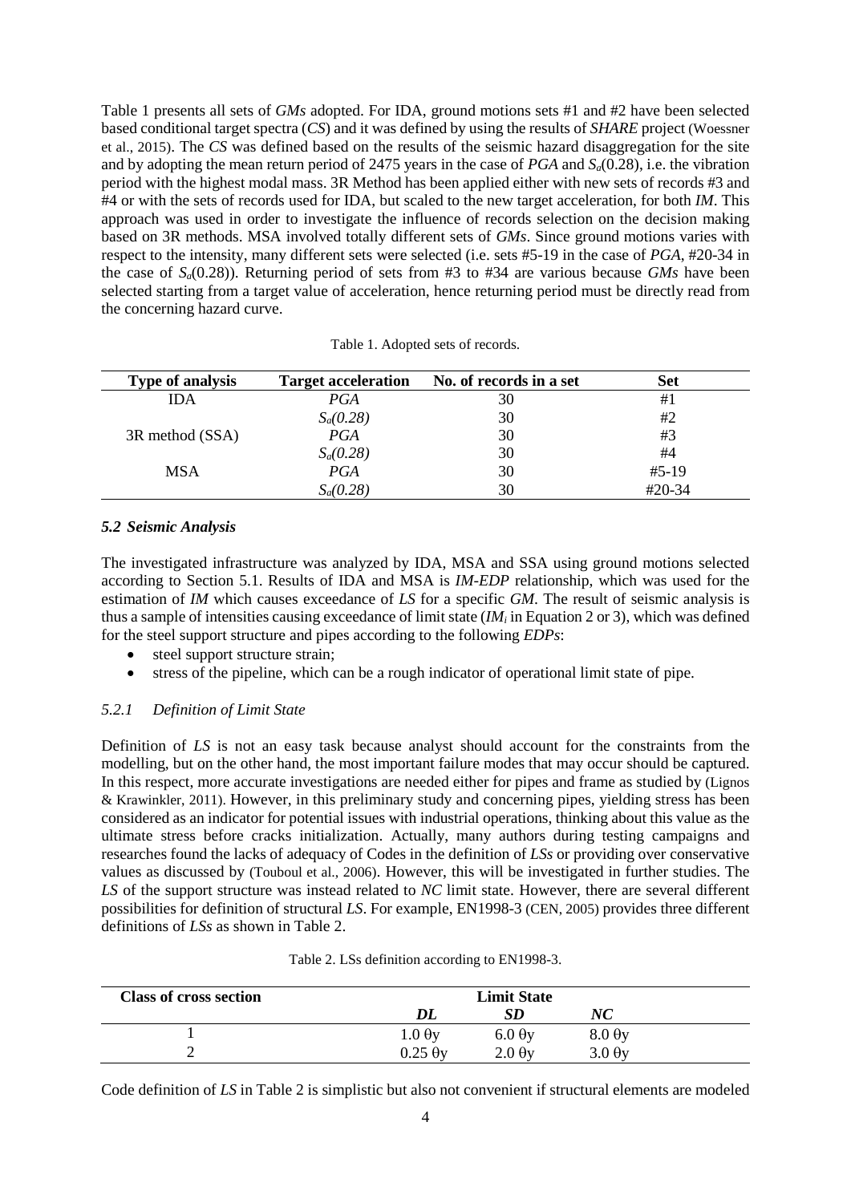Table 1 presents all sets of *GMs* adopted. For IDA, ground motions sets #1 and #2 have been selected based conditional target spectra (*CS*) and it was defined by using the results of *SHARE* project (Woessner et al., 2015). The *CS* was defined based on the results of the seismic hazard disaggregation for the site and by adopting the mean return period of 2475 years in the case of *PGA* and $S_a(0.28)$, i.e. the vibration period with the highest modal mass. 3R Method has been applied either with new sets of records #3 and #4 or with the sets of records used for IDA, but scaled to the new target acceleration, for both *IM*. This approach was used in order to investigate the influence of records selection on the decision making based on 3R methods. MSA involved totally different sets of *GMs*. Since ground motions varies with respect to the intensity, many different sets were selected (i.e. sets #5-19 in the case of *PGA*, #20-34 in the case of $S_a(0.28)$). Returning period of sets from #3 to #34 are various because *GMs* have been selected starting from a target value of acceleration, hence returning period must be directly read from the concerning hazard curve.

Table 1. Adopted sets of records.

| Type of analysis | Target acceleration | No. of records in a set | Set |
|---|---|---|---|
| IDA | *PGA* | 30 | #1 |
| | $S_a(0.28)$ | 30 | #2 |
| 3R method (SSA) | *PGA* | 30 | #3 |
| | $S_a(0.28)$ | 30 | #4 |
| MSA | *PGA* | 30 | #5-19 |
| | $S_a(0.28)$ | 30 | #20-34 |

### *5.2 Seismic Analysis*

The investigated infrastructure was analyzed by IDA, MSA and SSA using ground motions selected according to Section 5.1. Results of IDA and MSA is *IM-EDP* relationship, which was used for the estimation of *IM* which causes exceedance of *LS* for a specific *GM*. The result of seismic analysis is thus a sample of intensities causing exceedance of limit state ($IM_i$ in Equation 2 or 3), which was defined for the steel support structure and pipes according to the following *EDPs*:

- steel support structure strain;
- stress of the pipeline, which can be a rough indicator of operational limit state of pipe.

#### *5.2.1 Definition of Limit State*

Definition of *LS* is not an easy task because analyst should account for the constraints from the modelling, but on the other hand, the most important failure modes that may occur should be captured. In this respect, more accurate investigations are needed either for pipes and frame as studied by (Lignos & Krawinkler, 2011). However, in this preliminary study and concerning pipes, yielding stress has been considered as an indicator for potential issues with industrial operations, thinking about this value as the ultimate stress before cracks initialization. Actually, many authors during testing campaigns and researches found the lacks of adequacy of Codes in the definition of *LSs* or providing over conservative values as discussed by (Touboul et al., 2006). However, this will be investigated in further studies. The *LS* of the support structure was instead related to *NC* limit state. However, there are several different possibilities for definition of structural *LS*. For example, EN1998-3 (CEN, 2005) provides three different definitions of *LSs* as shown in Table 2.

Table 2. LSs definition according to EN1998-3.

| Class of cross section | Limit State | | |
|---|---|---|---|
| | ***DL*** | ***SD*** | ***NC*** |
| 1 | $1.0\ \theta y$ | $6.0\ \theta y$ | $8.0\ \theta y$ |
| 2 | $0.25\ \theta y$ | $2.0\ \theta y$ | $3.0\ \theta y$ |

Code definition of *LS* in Table 2 is simplistic but also not convenient if structural elements are modeled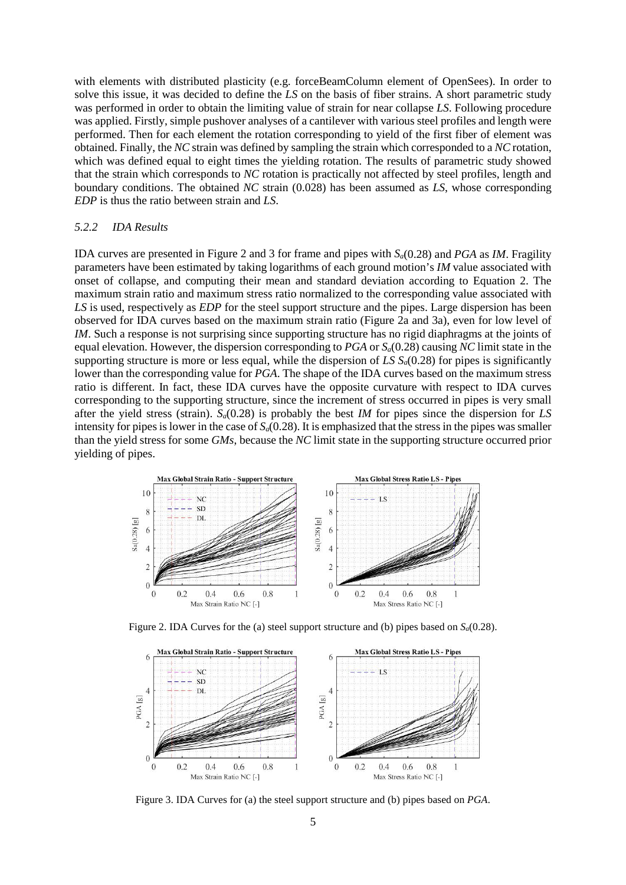with elements with distributed plasticity (e.g. forceBeamColumn element of OpenSees). In order to solve this issue, it was decided to define the *LS* on the basis of fiber strains. A short parametric study was performed in order to obtain the limiting value of strain for near collapse *LS*. Following procedure was applied. Firstly, simple pushover analyses of a cantilever with various steel profiles and length were performed. Then for each element the rotation corresponding to yield of the first fiber of element was obtained. Finally, the *NC* strain was defined by sampling the strain which corresponded to a *NC* rotation, which was defined equal to eight times the yielding rotation. The results of parametric study showed that the strain which corresponds to *NC* rotation is practically not affected by steel profiles, length and boundary conditions. The obtained *NC* strain (0.028) has been assumed as *LS*, whose corresponding *EDP* is thus the ratio between strain and *LS*.

### 5.2.2 IDA Results

IDA curves are presented in Figure 2 and 3 for frame and pipes with $S_a(0.28)$ and *PGA* as *IM*. Fragility parameters have been estimated by taking logarithms of each ground motion's *IM* value associated with onset of collapse, and computing their mean and standard deviation according to Equation 2. The maximum strain ratio and maximum stress ratio normalized to the corresponding value associated with *LS* is used, respectively as *EDP* for the steel support structure and the pipes. Large dispersion has been observed for IDA curves based on the maximum strain ratio (Figure 2a and 3a), even for low level of *IM*. Such a response is not surprising since supporting structure has no rigid diaphragms at the joints of equal elevation. However, the dispersion corresponding to *PGA* or $S_a(0.28)$ causing *NC* limit state in the supporting structure is more or less equal, while the dispersion of *LS* $S_a(0.28)$ for pipes is significantly lower than the corresponding value for *PGA*. The shape of the IDA curves based on the maximum stress ratio is different. In fact, these IDA curves have the opposite curvature with respect to IDA curves corresponding to the supporting structure, since the increment of stress occurred in pipes is very small after the yield stress (strain). $S_a(0.28)$ is probably the best *IM* for pipes since the dispersion for *LS* intensity for pipes is lower in the case of $S_a(0.28)$. It is emphasized that the stress in the pipes was smaller than the yield stress for some *GMs*, because the *NC* limit state in the supporting structure occurred prior yielding of pipes.

Figure 2. IDA Curves for the (a) steel support structure and (b) pipes based on $S_a(0.28)$.

Figure 3. IDA Curves for (a) the steel support structure and (b) pipes based on *PGA*.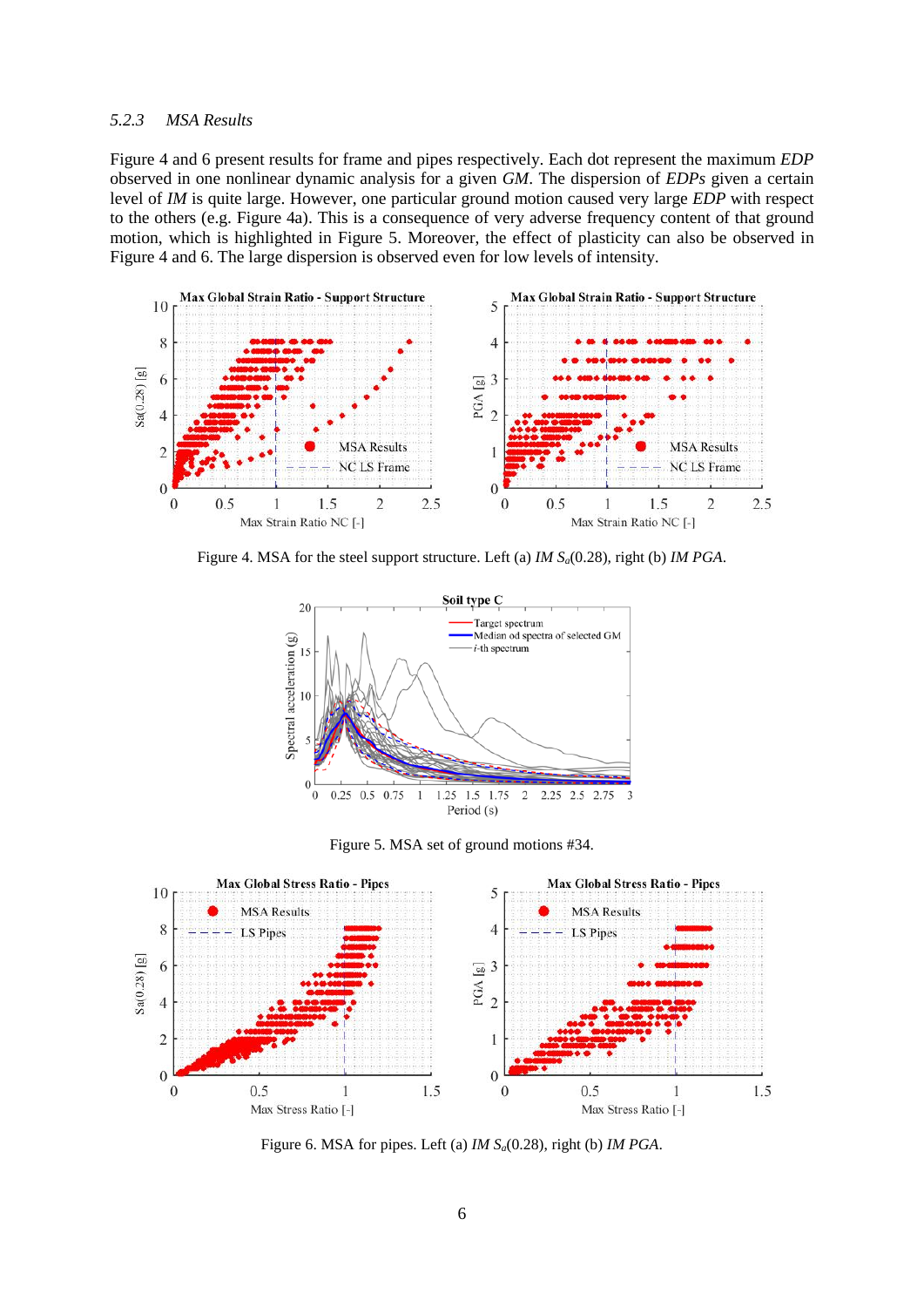### 5.2.3 MSA Results

Figure 4 and 6 present results for frame and pipes respectively. Each dot represent the maximum *EDP* observed in one nonlinear dynamic analysis for a given *GM*. The dispersion of *EDPs* given a certain level of *IM* is quite large. However, one particular ground motion caused very large *EDP* with respect to the others (e.g. Figure 4a). This is a consequence of very adverse frequency content of that ground motion, which is highlighted in Figure 5. Moreover, the effect of plasticity can also be observed in Figure 4 and 6. The large dispersion is observed even for low levels of intensity.

Figure 4. MSA for the steel support structure. Left (a) *IM* $S_a(0.28)$, right (b) *IM PGA*.

Figure 5. MSA set of ground motions #34.

Figure 6. MSA for pipes. Left (a) *IM* $S_a(0.28)$, right (b) *IM PGA*.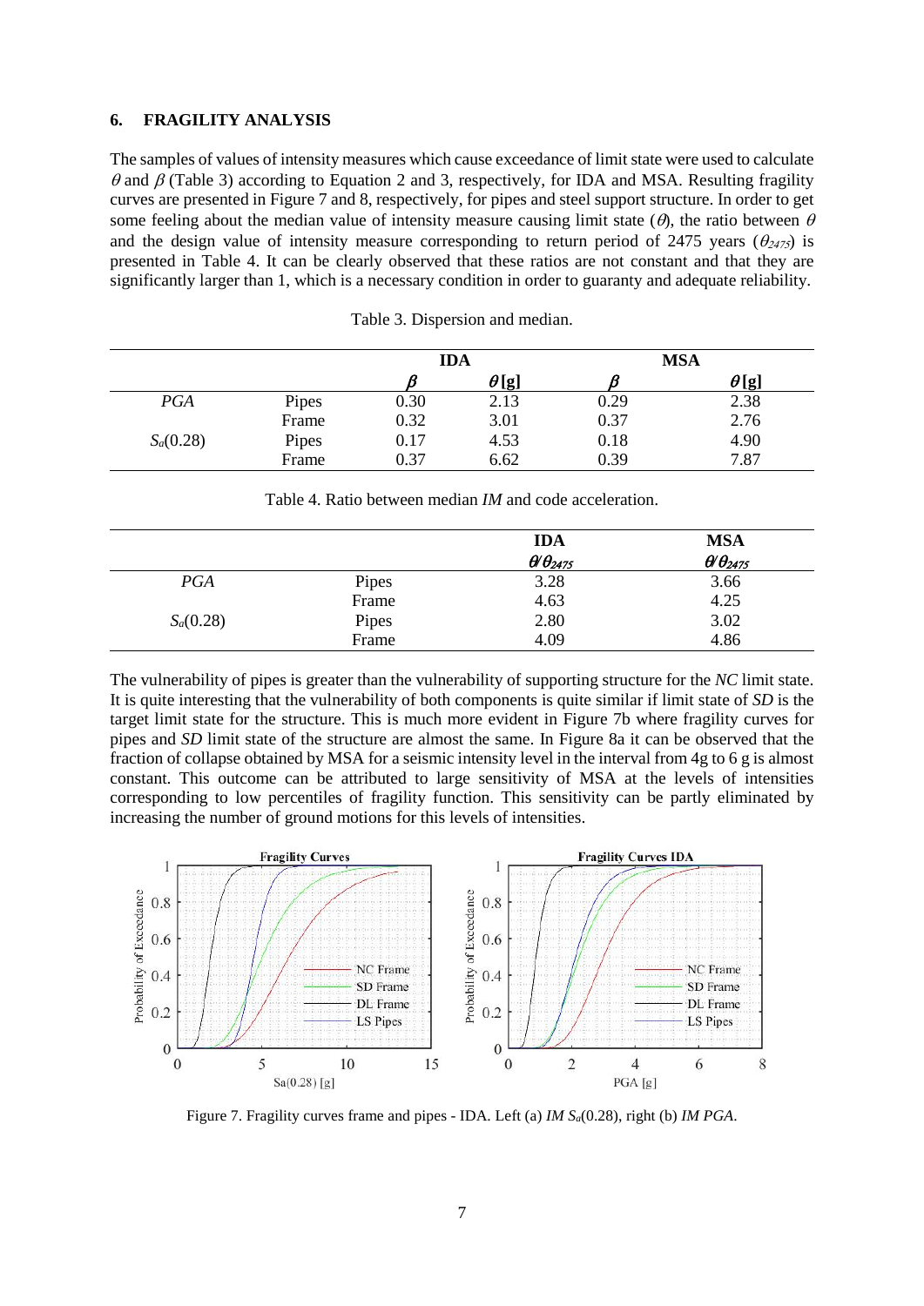## 6. FRAGILITY ANALYSIS

The samples of values of intensity measures which cause exceedance of limit state were used to calculate $\theta$ and $\beta$ (Table 3) according to Equation 2 and 3, respectively, for IDA and MSA. Resulting fragility curves are presented in Figure 7 and 8, respectively, for pipes and steel support structure. In order to get some feeling about the median value of intensity measure causing limit state ($\theta$), the ratio between $\theta$ and the design value of intensity measure corresponding to return period of 2475 years ($\theta_{2475}$) is presented in Table 4. It can be clearly observed that these ratios are not constant and that they are significantly larger than 1, which is a necessary condition in order to guaranty and adequate reliability.

Table 3. Dispersion and median.

| | | IDA | | MSA | |
|---|---|---|---|---|---|
| | | $\beta$ | $\theta$ [g] | $\beta$ | $\theta$ [g] |
| *PGA* | Pipes | 0.30 | 2.13 | 0.29 | 2.38 |
| | Frame | 0.32 | 3.01 | 0.37 | 2.76 |
| $S_a(0.28)$ | Pipes | 0.17 | 4.53 | 0.18 | 4.90 |
| | Frame | 0.37 | 6.62 | 0.39 | 7.87 |

Table 4. Ratio between median *IM* and code acceleration.

| | | IDA | MSA |
|---|---|---|---|
| | | $\theta/\theta_{2475}$ | $\theta/\theta_{2475}$ |
| *PGA* | Pipes | 3.28 | 3.66 |
| | Frame | 4.63 | 4.25 |
| $S_a(0.28)$ | Pipes | 2.80 | 3.02 |
| | Frame | 4.09 | 4.86 |

The vulnerability of pipes is greater than the vulnerability of supporting structure for the *NC* limit state. It is quite interesting that the vulnerability of both components is quite similar if limit state of *SD* is the target limit state for the structure. This is much more evident in Figure 7b where fragility curves for pipes and *SD* limit state of the structure are almost the same. In Figure 8a it can be observed that the fraction of collapse obtained by MSA for a seismic intensity level in the interval from 4g to 6 g is almost constant. This outcome can be attributed to large sensitivity of MSA at the levels of intensities corresponding to low percentiles of fragility function. This sensitivity can be partly eliminated by increasing the number of ground motions for this levels of intensities.

Figure 7. Fragility curves frame and pipes - IDA. Left (a) *IM* $S_a(0.28)$, right (b) *IM PGA*.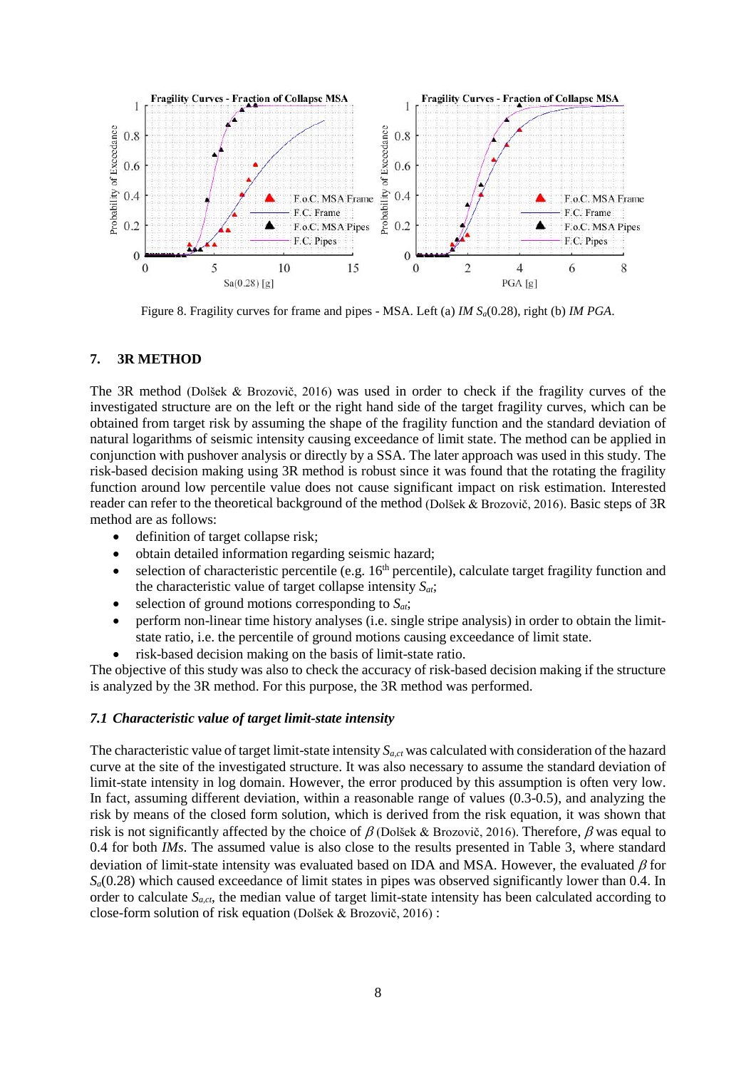Figure 8. Fragility curves for frame and pipes - MSA. Left (a) *IM* $S_a(0.28)$, right (b) *IM PGA*.

## 7. 3R METHOD

The 3R method (Dolšek & Brozovič, 2016) was used in order to check if the fragility curves of the investigated structure are on the left or the right hand side of the target fragility curves, which can be obtained from target risk by assuming the shape of the fragility function and the standard deviation of natural logarithms of seismic intensity causing exceedance of limit state. The method can be applied in conjunction with pushover analysis or directly by a SSA. The later approach was used in this study. The risk-based decision making using 3R method is robust since it was found that the rotating the fragility function around low percentile value does not cause significant impact on risk estimation. Interested reader can refer to the theoretical background of the method (Dolšek & Brozovič, 2016). Basic steps of 3R method are as follows:

- definition of target collapse risk;
- obtain detailed information regarding seismic hazard;
- selection of characteristic percentile (e.g. 16th percentile), calculate target fragility function and the characteristic value of target collapse intensity $S_{at}$;
- selection of ground motions corresponding to $S_{at}$;
- perform non-linear time history analyses (i.e. single stripe analysis) in order to obtain the limit-state ratio, i.e. the percentile of ground motions causing exceedance of limit state.
- risk-based decision making on the basis of limit-state ratio.

The objective of this study was also to check the accuracy of risk-based decision making if the structure is analyzed by the 3R method. For this purpose, the 3R method was performed.

### *7.1 Characteristic value of target limit-state intensity*

The characteristic value of target limit-state intensity $S_{a,ct}$ was calculated with consideration of the hazard curve at the site of the investigated structure. It was also necessary to assume the standard deviation of limit-state intensity in log domain. However, the error produced by this assumption is often very low. In fact, assuming different deviation, within a reasonable range of values (0.3-0.5), and analyzing the risk by means of the closed form solution, which is derived from the risk equation, it was shown that risk is not significantly affected by the choice of $\beta$ (Dolšek & Brozovič, 2016). Therefore, $\beta$ was equal to 0.4 for both *IMs*. The assumed value is also close to the results presented in Table 3, where standard deviation of limit-state intensity was evaluated based on IDA and MSA. However, the evaluated $\beta$ for $S_a(0.28)$ which caused exceedance of limit states in pipes was observed significantly lower than 0.4. In order to calculate $S_{a,ct}$, the median value of target limit-state intensity has been calculated according to close-form solution of risk equation (Dolšek & Brozovič, 2016) :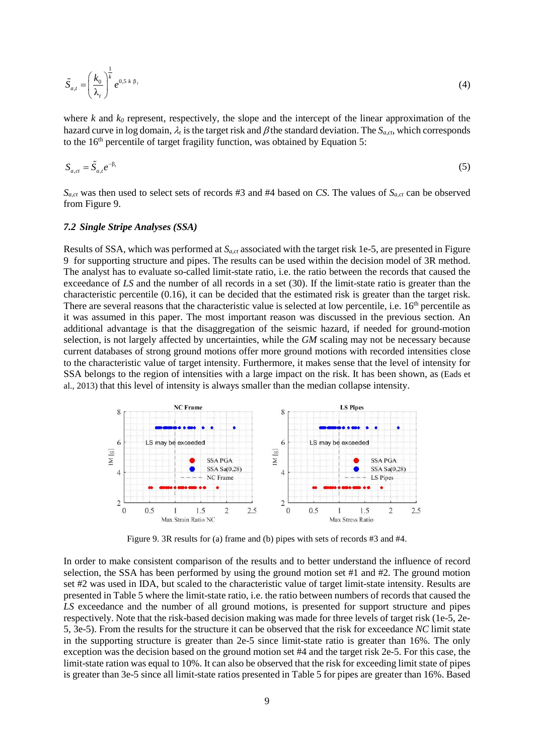$$\tilde{S}_{a,t} = \left( \frac{k_0}{\lambda_t} \right)^{\frac{1}{k}} e^{0,5\,k\,\beta_t} \tag{4}$$

where $k$ and $k_0$ represent, respectively, the slope and the intercept of the linear approximation of the hazard curve in log domain, $\lambda_t$ is the target risk and $\beta$ the standard deviation. The $S_{a,ct}$, which corresponds to the 16[th] percentile of target fragility function, was obtained by Equation 5:

$$S_{a,ct} = \tilde{S}_{a,t} e^{-\beta_t} \tag{5}$$

$S_{a,ct}$ was then used to select sets of records #3 and #4 based on *CS*. The values of $S_{a,ct}$ can be observed from Figure 9.

### *7.2 Single Stripe Analyses (SSA)*

Results of SSA, which was performed at $S_{a,ct}$ associated with the target risk 1e-5, are presented in Figure 9 for supporting structure and pipes. The results can be used within the decision model of 3R method. The analyst has to evaluate so-called limit-state ratio, i.e. the ratio between the records that caused the exceedance of *LS* and the number of all records in a set (30). If the limit-state ratio is greater than the characteristic percentile (0.16), it can be decided that the estimated risk is greater than the target risk. There are several reasons that the characteristic value is selected at low percentile, i.e. 16[th] percentile as it was assumed in this paper. The most important reason was discussed in the previous section. An additional advantage is that the disaggregation of the seismic hazard, if needed for ground-motion selection, is not largely affected by uncertainties, while the *GM* scaling may not be necessary because current databases of strong ground motions offer more ground motions with recorded intensities close to the characteristic value of target intensity. Furthermore, it makes sense that the level of intensity for SSA belongs to the region of intensities with a large impact on the risk. It has been shown, as (Eads et al., 2013) that this level of intensity is always smaller than the median collapse intensity.

Figure 9. 3R results for (a) frame and (b) pipes with sets of records #3 and #4.

In order to make consistent comparison of the results and to better understand the influence of record selection, the SSA has been performed by using the ground motion set #1 and #2. The ground motion set #2 was used in IDA, but scaled to the characteristic value of target limit-state intensity. Results are presented in Table 5 where the limit-state ratio, i.e. the ratio between numbers of records that caused the *LS* exceedance and the number of all ground motions, is presented for support structure and pipes respectively. Note that the risk-based decision making was made for three levels of target risk (1e-5, 2e-5, 3e-5). From the results for the structure it can be observed that the risk for exceedance *NC* limit state in the supporting structure is greater than 2e-5 since limit-state ratio is greater than 16%. The only exception was the decision based on the ground motion set #4 and the target risk 2e-5. For this case, the limit-state ration was equal to 10%. It can also be observed that the risk for exceeding limit state of pipes is greater than 3e-5 since all limit-state ratios presented in Table 5 for pipes are greater than 16%. Based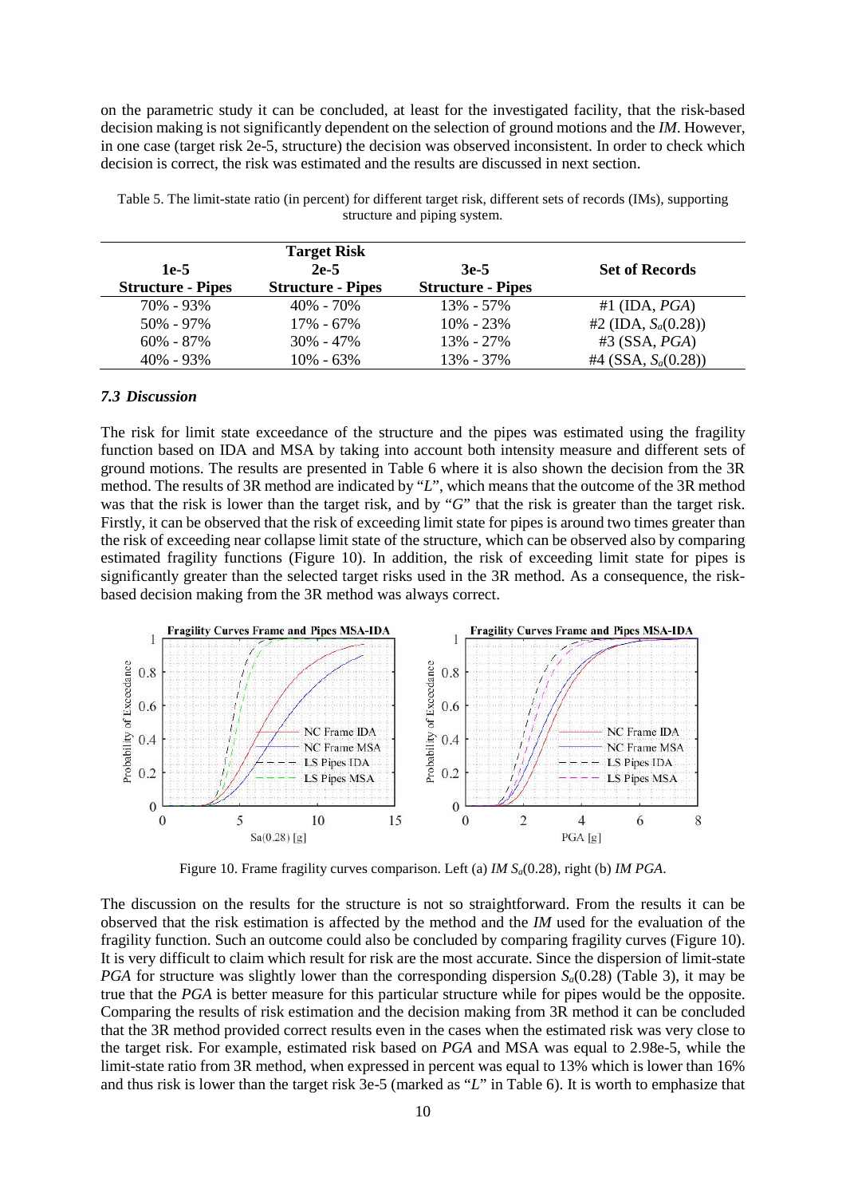on the parametric study it can be concluded, at least for the investigated facility, that the risk-based decision making is not significantly dependent on the selection of ground motions and the *IM*. However, in one case (target risk 2e-5, structure) the decision was observed inconsistent. In order to check which decision is correct, the risk was estimated and the results are discussed in next section.

Table 5. The limit-state ratio (in percent) for different target risk, different sets of records (IMs), supporting structure and piping system.

| | **Target Risk** | | |
|---|---|---|---|
| **1e-5** | **2e-5** | **3e-5** | **Set of Records** |
| **Structure - Pipes** | **Structure - Pipes** | **Structure - Pipes** | |
| 70% - 93% | 40% - 70% | 13% - 57% | #1 (IDA, *PGA*) |
| 50% - 97% | 17% - 67% | 10% - 23% | #2 (IDA, $S_a(0.28)$) |
| 60% - 87% | 30% - 47% | 13% - 27% | #3 (SSA, *PGA*) |
| 40% - 93% | 10% - 63% | 13% - 37% | #4 (SSA, $S_a(0.28)$) |

### *7.3 Discussion*

The risk for limit state exceedance of the structure and the pipes was estimated using the fragility function based on IDA and MSA by taking into account both intensity measure and different sets of ground motions. The results are presented in Table 6 where it is also shown the decision from the 3R method. The results of 3R method are indicated by "*L*", which means that the outcome of the 3R method was that the risk is lower than the target risk, and by "*G*" that the risk is greater than the target risk. Firstly, it can be observed that the risk of exceeding limit state for pipes is around two times greater than the risk of exceeding near collapse limit state of the structure, which can be observed also by comparing estimated fragility functions (Figure 10). In addition, the risk of exceeding limit state for pipes is significantly greater than the selected target risks used in the 3R method. As a consequence, the risk-based decision making from the 3R method was always correct.

Figure 10. Frame fragility curves comparison. Left (a) *IM* $S_a(0.28)$, right (b) *IM PGA*.

The discussion on the results for the structure is not so straightforward. From the results it can be observed that the risk estimation is affected by the method and the *IM* used for the evaluation of the fragility function. Such an outcome could also be concluded by comparing fragility curves (Figure 10). It is very difficult to claim which result for risk are the most accurate. Since the dispersion of limit-state *PGA* for structure was slightly lower than the corresponding dispersion $S_a(0.28)$ (Table 3), it may be true that the *PGA* is better measure for this particular structure while for pipes would be the opposite. Comparing the results of risk estimation and the decision making from 3R method it can be concluded that the 3R method provided correct results even in the cases when the estimated risk was very close to the target risk. For example, estimated risk based on *PGA* and MSA was equal to 2.98e-5, while the limit-state ratio from 3R method, when expressed in percent was equal to 13% which is lower than 16% and thus risk is lower than the target risk 3e-5 (marked as "*L*" in Table 6). It is worth to emphasize that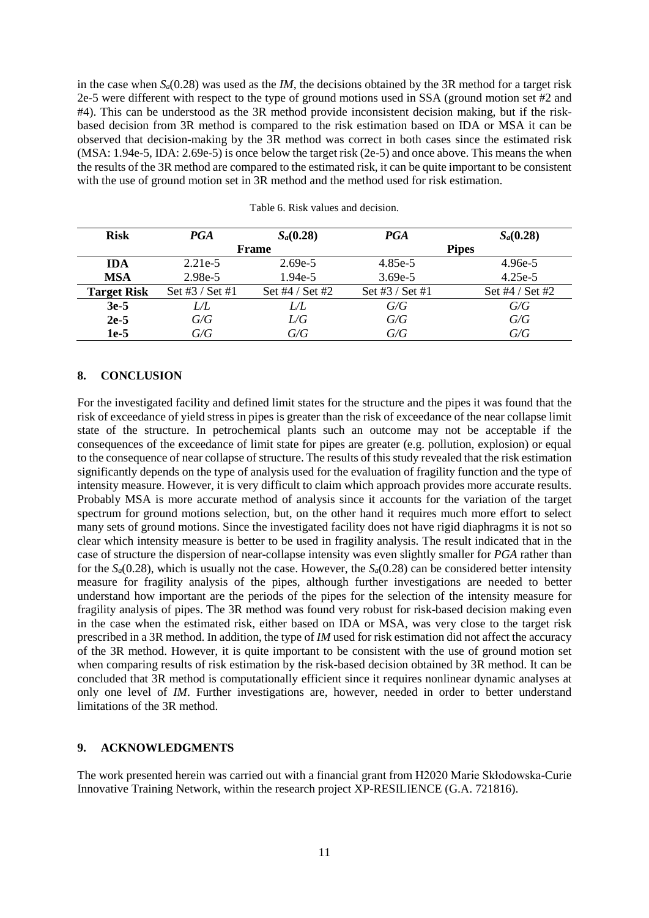in the case when $S_a(0.28)$ was used as the *IM*, the decisions obtained by the 3R method for a target risk 2e-5 were different with respect to the type of ground motions used in SSA (ground motion set #2 and #4). This can be understood as the 3R method provide inconsistent decision making, but if the risk-based decision from 3R method is compared to the risk estimation based on IDA or MSA it can be observed that decision-making by the 3R method was correct in both cases since the estimated risk (MSA: 1.94e-5, IDA: 2.69e-5) is once below the target risk (2e-5) and once above. This means the when the results of the 3R method are compared to the estimated risk, it can be quite important to be consistent with the use of ground motion set in 3R method and the method used for risk estimation.

Table 6. Risk values and decision.

| **Risk** | ***PGA*** | **$S_a$(0.28)** | ***PGA*** | **$S_a$(0.28)** |
|---|---|---|---|---|
| | **Frame** | | **Pipes** | |
| **IDA** | 2.21e-5 | 2.69e-5 | 4.85e-5 | 4.96e-5 |
| **MSA** | 2.98e-5 | 1.94e-5 | 3.69e-5 | 4.25e-5 |
| **Target Risk** | Set #3 / Set #1 | Set #4 / Set #2 | Set #3 / Set #1 | Set #4 / Set #2 |
| **3e-5** | *L/L* | *L/L* | *G/G* | *G/G* |
| **2e-5** | *G/G* | *L/G* | *G/G* | *G/G* |
| **1e-5** | *G/G* | *G/G* | *G/G* | *G/G* |

## 8. CONCLUSION

For the investigated facility and defined limit states for the structure and the pipes it was found that the risk of exceedance of yield stress in pipes is greater than the risk of exceedance of the near collapse limit state of the structure. In petrochemical plants such an outcome may not be acceptable if the consequences of the exceedance of limit state for pipes are greater (e.g. pollution, explosion) or equal to the consequence of near collapse of structure. The results of this study revealed that the risk estimation significantly depends on the type of analysis used for the evaluation of fragility function and the type of intensity measure. However, it is very difficult to claim which approach provides more accurate results. Probably MSA is more accurate method of analysis since it accounts for the variation of the target spectrum for ground motions selection, but, on the other hand it requires much more effort to select many sets of ground motions. Since the investigated facility does not have rigid diaphragms it is not so clear which intensity measure is better to be used in fragility analysis. The result indicated that in the case of structure the dispersion of near-collapse intensity was even slightly smaller for *PGA* rather than for the $S_a(0.28)$, which is usually not the case. However, the $S_a(0.28)$ can be considered better intensity measure for fragility analysis of the pipes, although further investigations are needed to better understand how important are the periods of the pipes for the selection of the intensity measure for fragility analysis of pipes. The 3R method was found very robust for risk-based decision making even in the case when the estimated risk, either based on IDA or MSA, was very close to the target risk prescribed in a 3R method. In addition, the type of *IM* used for risk estimation did not affect the accuracy of the 3R method. However, it is quite important to be consistent with the use of ground motion set when comparing results of risk estimation by the risk-based decision obtained by 3R method. It can be concluded that 3R method is computationally efficient since it requires nonlinear dynamic analyses at only one level of *IM*. Further investigations are, however, needed in order to better understand limitations of the 3R method.

## 9. ACKNOWLEDGMENTS

The work presented herein was carried out with a financial grant from H2020 Marie Skłodowska-Curie Innovative Training Network, within the research project XP-RESILIENCE (G.A. 721816).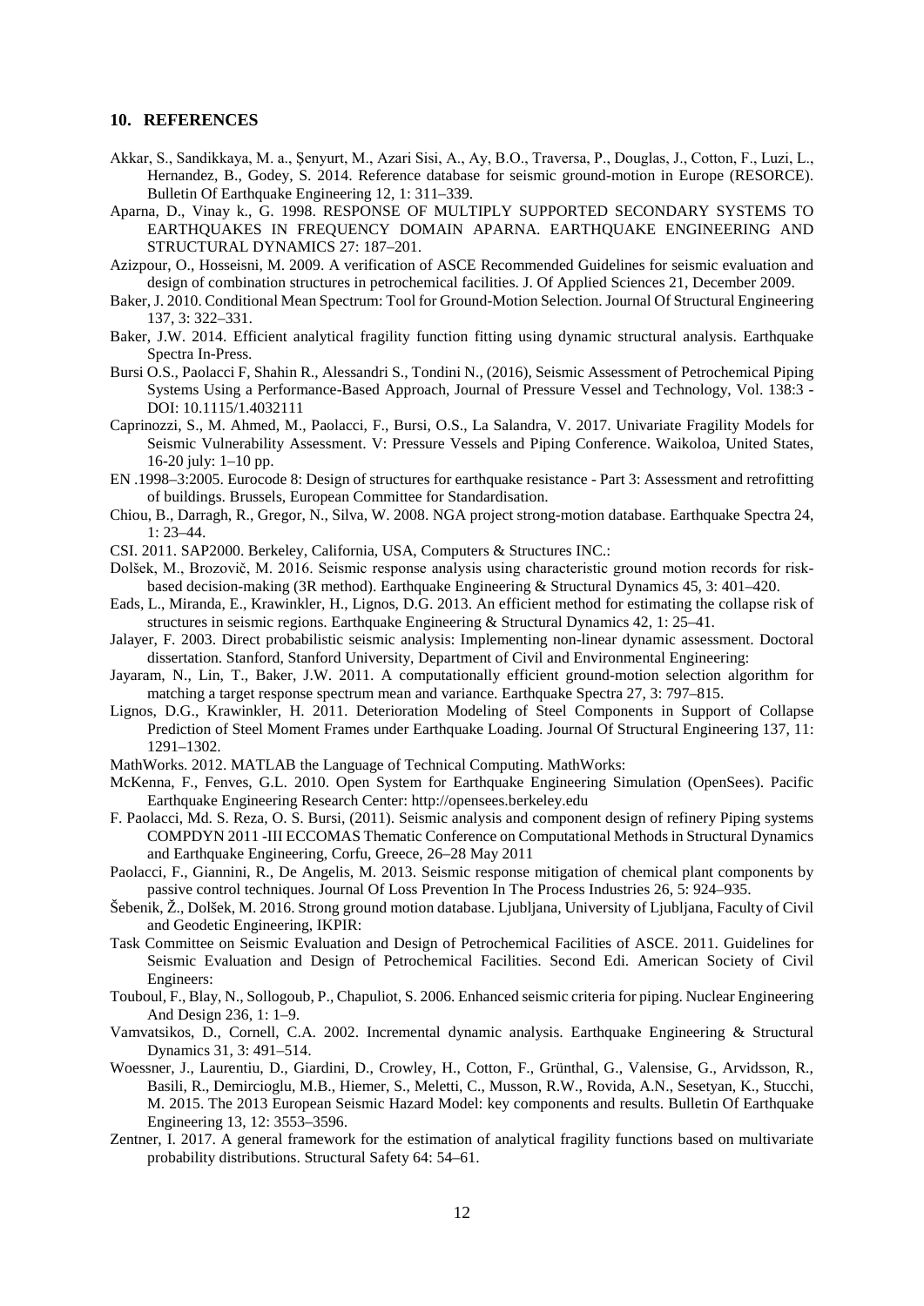## 10. REFERENCES

Akkar, S., Sandikkaya, M. a., Şenyurt, M., Azari Sisi, A., Ay, B.O., Traversa, P., Douglas, J., Cotton, F., Luzi, L., Hernandez, B., Godey, S. 2014. Reference database for seismic ground-motion in Europe (RESORCE). Bulletin Of Earthquake Engineering 12, 1: 311–339.

Aparna, D., Vinay k., G. 1998. RESPONSE OF MULTIPLY SUPPORTED SECONDARY SYSTEMS TO EARTHQUAKES IN FREQUENCY DOMAIN APARNA. EARTHQUAKE ENGINEERING AND STRUCTURAL DYNAMICS 27: 187–201.

Azizpour, O., Hosseisni, M. 2009. A verification of ASCE Recommended Guidelines for seismic evaluation and design of combination structures in petrochemical facilities. J. Of Applied Sciences 21, December 2009.

Baker, J. 2010. Conditional Mean Spectrum: Tool for Ground-Motion Selection. Journal Of Structural Engineering 137, 3: 322–331.

Baker, J.W. 2014. Efficient analytical fragility function fitting using dynamic structural analysis. Earthquake Spectra In-Press.

Bursi O.S., Paolacci F, Shahin R., Alessandri S., Tondini N., (2016), Seismic Assessment of Petrochemical Piping Systems Using a Performance-Based Approach, Journal of Pressure Vessel and Technology, Vol. 138:3 - DOI: 10.1115/1.4032111

Caprinozzi, S., M. Ahmed, M., Paolacci, F., Bursi, O.S., La Salandra, V. 2017. Univariate Fragility Models for Seismic Vulnerability Assessment. V: Pressure Vessels and Piping Conference. Waikoloa, United States, 16-20 july: 1–10 pp.

EN .1998–3:2005. Eurocode 8: Design of structures for earthquake resistance - Part 3: Assessment and retrofitting of buildings. Brussels, European Committee for Standardisation.

Chiou, B., Darragh, R., Gregor, N., Silva, W. 2008. NGA project strong-motion database. Earthquake Spectra 24, 1: 23–44.

CSI. 2011. SAP2000. Berkeley, California, USA, Computers & Structures INC.:

Dolšek, M., Brozovič, M. 2016. Seismic response analysis using characteristic ground motion records for risk-based decision-making (3R method). Earthquake Engineering & Structural Dynamics 45, 3: 401–420.

Eads, L., Miranda, E., Krawinkler, H., Lignos, D.G. 2013. An efficient method for estimating the collapse risk of structures in seismic regions. Earthquake Engineering & Structural Dynamics 42, 1: 25–41.

Jalayer, F. 2003. Direct probabilistic seismic analysis: Implementing non-linear dynamic assessment. Doctoral dissertation. Stanford, Stanford University, Department of Civil and Environmental Engineering:

Jayaram, N., Lin, T., Baker, J.W. 2011. A computationally efficient ground-motion selection algorithm for matching a target response spectrum mean and variance. Earthquake Spectra 27, 3: 797–815.

Lignos, D.G., Krawinkler, H. 2011. Deterioration Modeling of Steel Components in Support of Collapse Prediction of Steel Moment Frames under Earthquake Loading. Journal Of Structural Engineering 137, 11: 1291–1302.

MathWorks. 2012. MATLAB the Language of Technical Computing. MathWorks:

McKenna, F., Fenves, G.L. 2010. Open System for Earthquake Engineering Simulation (OpenSees). Pacific Earthquake Engineering Research Center: http://opensees.berkeley.edu

F. Paolacci, Md. S. Reza, O. S. Bursi, (2011). Seismic analysis and component design of refinery Piping systems COMPDYN 2011 -III ECCOMAS Thematic Conference on Computational Methods in Structural Dynamics and Earthquake Engineering, Corfu, Greece, 26–28 May 2011

Paolacci, F., Giannini, R., De Angelis, M. 2013. Seismic response mitigation of chemical plant components by passive control techniques. Journal Of Loss Prevention In The Process Industries 26, 5: 924–935.

Šebenik, Ž., Dolšek, M. 2016. Strong ground motion database. Ljubljana, University of Ljubljana, Faculty of Civil and Geodetic Engineering, IKPIR:

Task Committee on Seismic Evaluation and Design of Petrochemical Facilities of ASCE. 2011. Guidelines for Seismic Evaluation and Design of Petrochemical Facilities. Second Edi. American Society of Civil Engineers:

Touboul, F., Blay, N., Sollogoub, P., Chapuliot, S. 2006. Enhanced seismic criteria for piping. Nuclear Engineering And Design 236, 1: 1–9.

Vamvatsikos, D., Cornell, C.A. 2002. Incremental dynamic analysis. Earthquake Engineering & Structural Dynamics 31, 3: 491–514.

Woessner, J., Laurentiu, D., Giardini, D., Crowley, H., Cotton, F., Grünthal, G., Valensise, G., Arvidsson, R., Basili, R., Demircioglu, M.B., Hiemer, S., Meletti, C., Musson, R.W., Rovida, A.N., Sesetyan, K., Stucchi, M. 2015. The 2013 European Seismic Hazard Model: key components and results. Bulletin Of Earthquake Engineering 13, 12: 3553–3596.

Zentner, I. 2017. A general framework for the estimation of analytical fragility functions based on multivariate probability distributions. Structural Safety 64: 54–61.